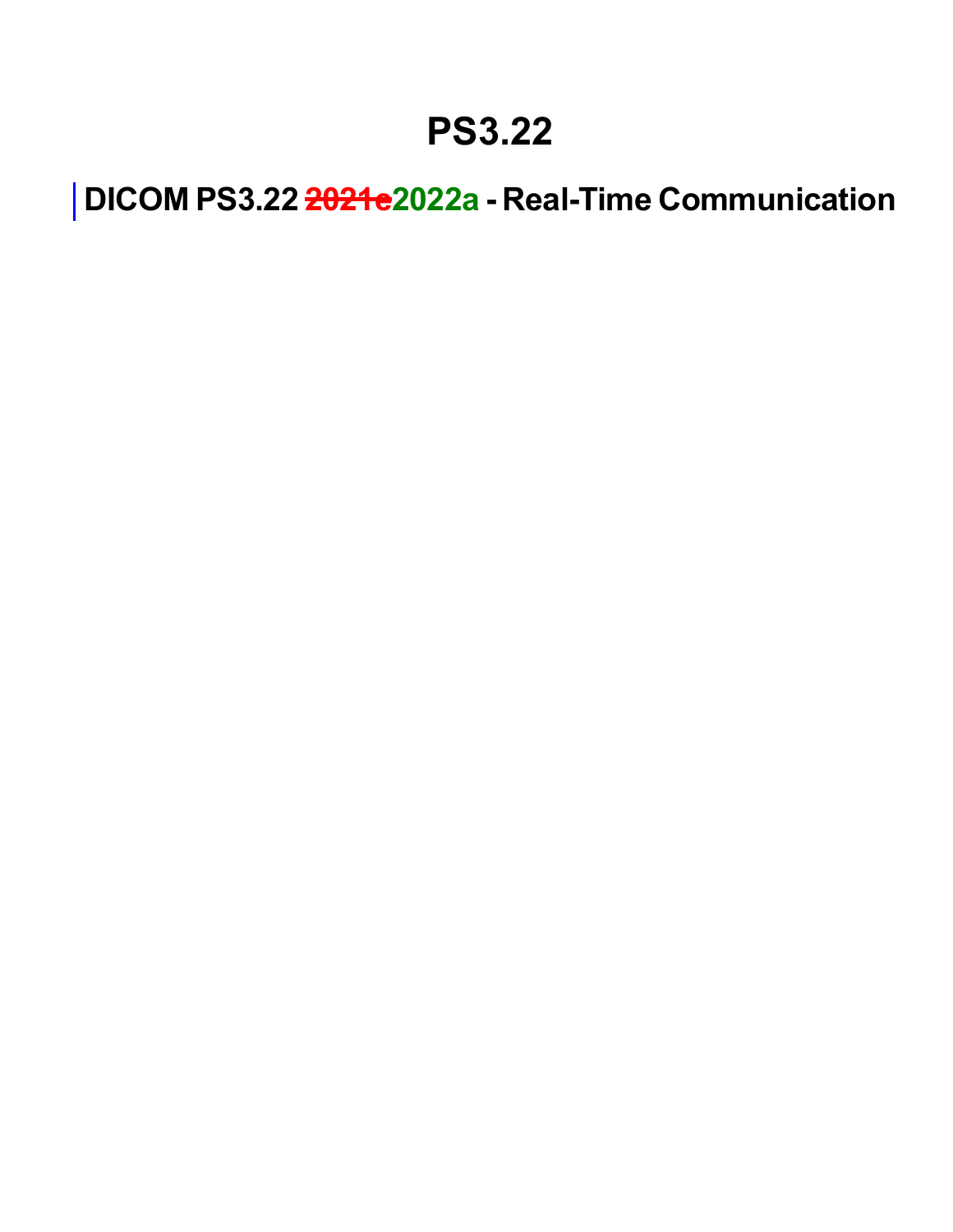# PS3.22

## DICOM PS3.22 ~~2021e~~2022a - Real-Time Communication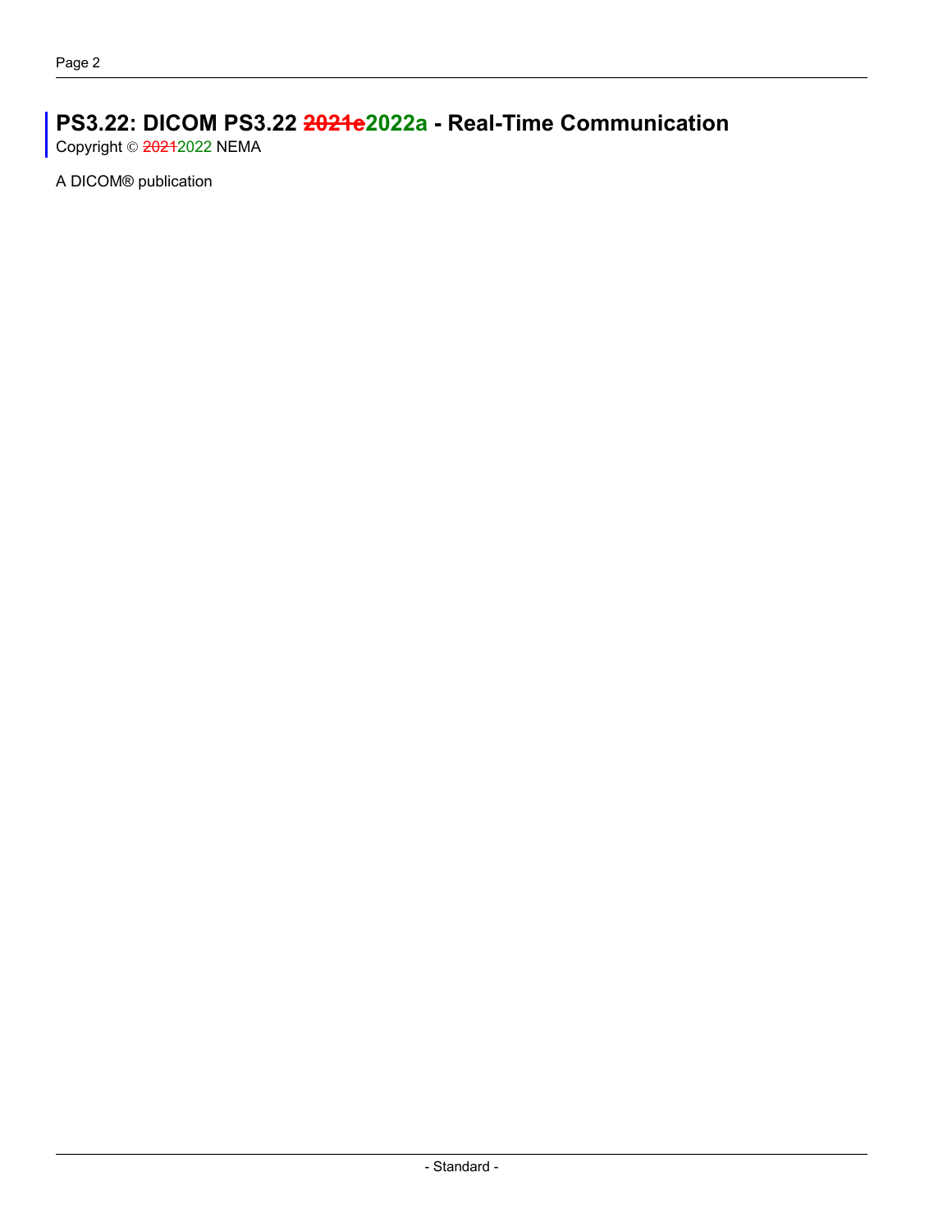# PS3.22: DICOM PS3.22 ~~2021e~~2022a - Real-Time Communication

Copyright © ~~2021~~2022 NEMA

A DICOM® publication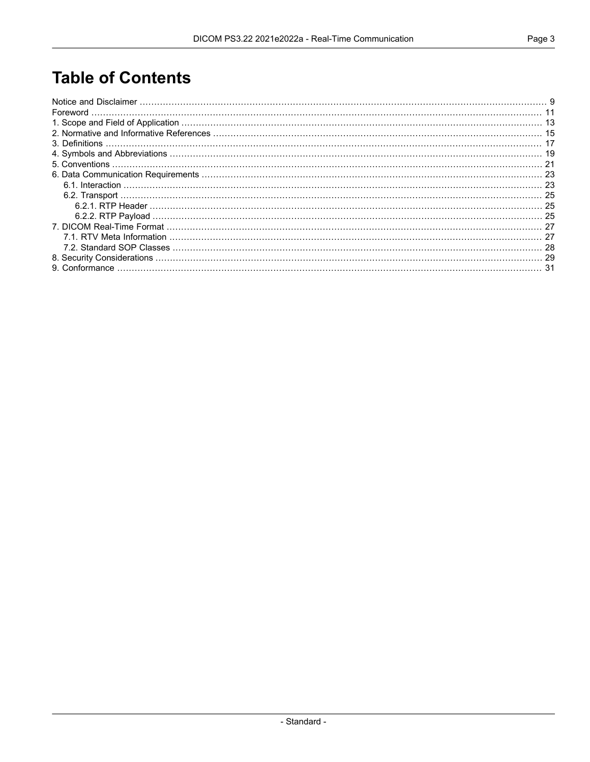# Table of Contents

Notice and Disclaimer ........ 9
Foreword ........ 11
1. Scope and Field of Application ........ 13
2. Normative and Informative References ........ 15
3. Definitions ........ 17
4. Symbols and Abbreviations ........ 19
5. Conventions ........ 21
6. Data Communication Requirements ........ 23
  6.1. Interaction ........ 23
  6.2. Transport ........ 25
    6.2.1. RTP Header ........ 25
    6.2.2. RTP Payload ........ 25
7. DICOM Real-Time Format ........ 27
  7.1. RTV Meta Information ........ 27
  7.2. Standard SOP Classes ........ 28
8. Security Considerations ........ 29
9. Conformance ........ 31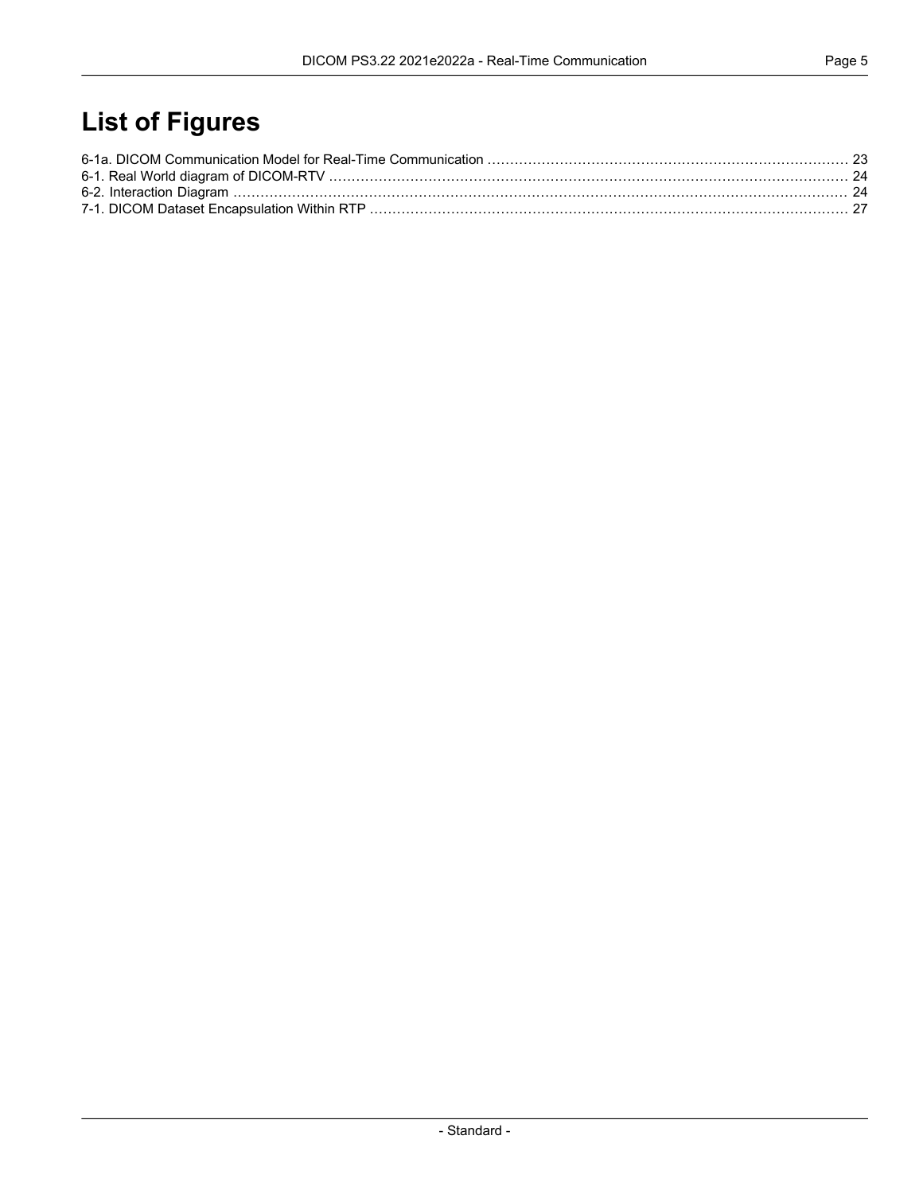# List of Figures

6-1a. DICOM Communication Model for Real-Time Communication ............ 23
6-1. Real World diagram of DICOM-RTV ............ 24
6-2. Interaction Diagram ............ 24
7-1. DICOM Dataset Encapsulation Within RTP ............ 27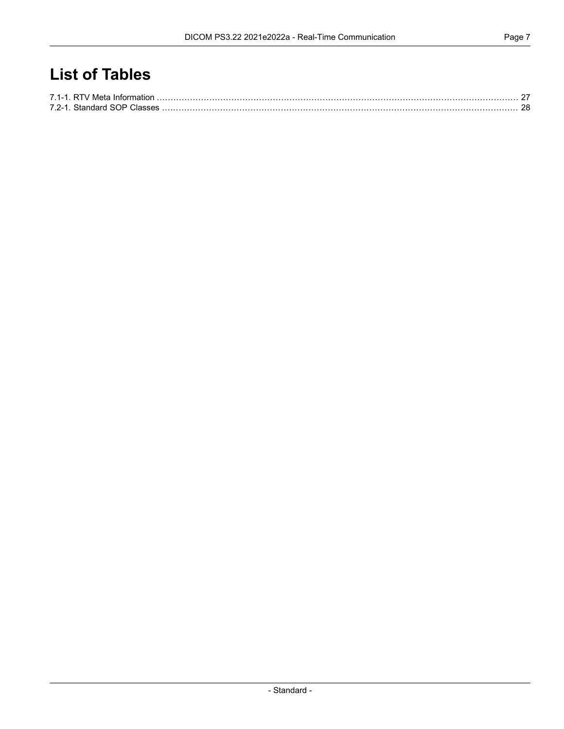# List of Tables

7.1-1. RTV Meta Information ........................................................................................................................ 27
7.2-1. Standard SOP Classes ........................................................................................................................ 28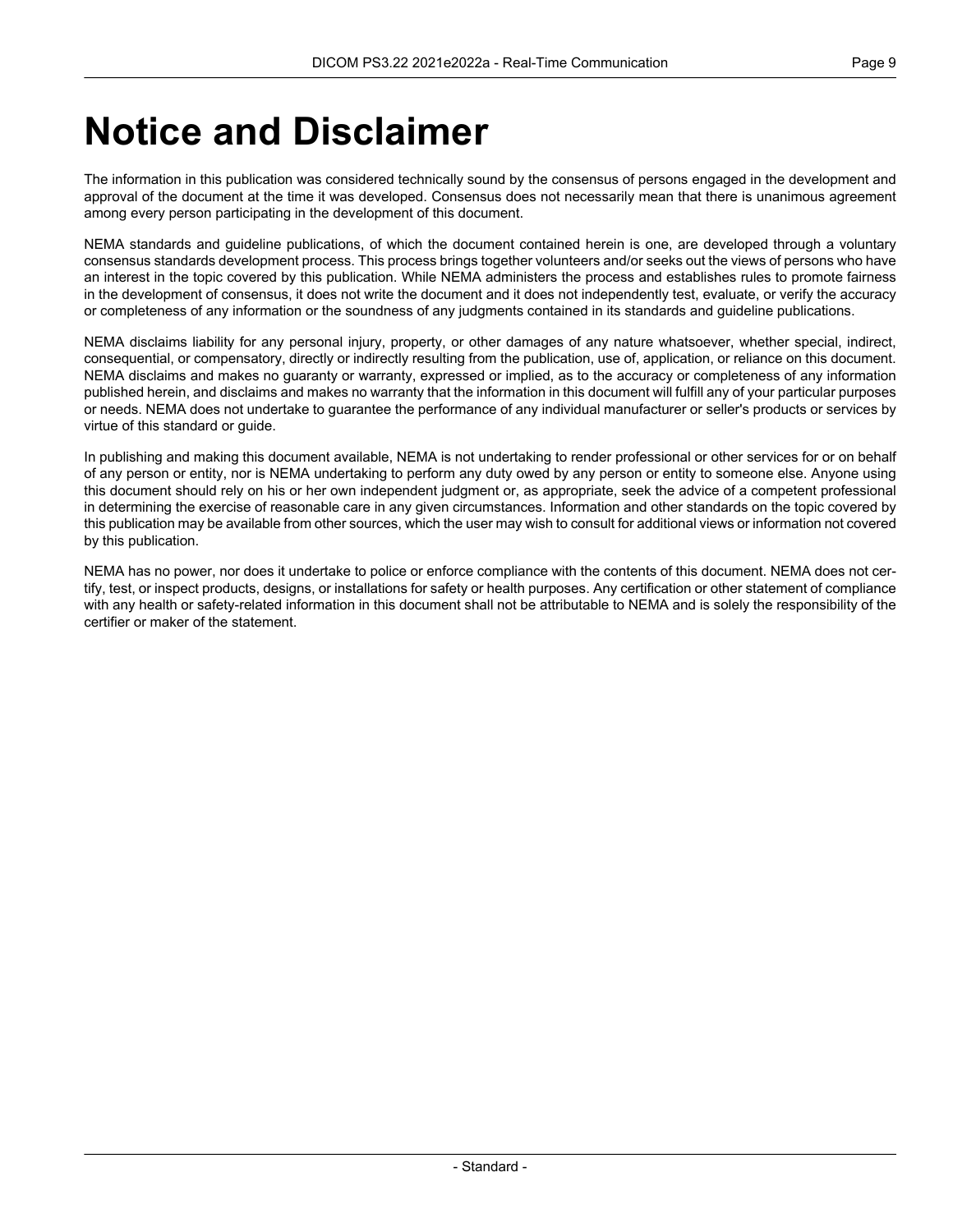# Notice and Disclaimer

The information in this publication was considered technically sound by the consensus of persons engaged in the development and approval of the document at the time it was developed. Consensus does not necessarily mean that there is unanimous agreement among every person participating in the development of this document.

NEMA standards and guideline publications, of which the document contained herein is one, are developed through a voluntary consensus standards development process. This process brings together volunteers and/or seeks out the views of persons who have an interest in the topic covered by this publication. While NEMA administers the process and establishes rules to promote fairness in the development of consensus, it does not write the document and it does not independently test, evaluate, or verify the accuracy or completeness of any information or the soundness of any judgments contained in its standards and guideline publications.

NEMA disclaims liability for any personal injury, property, or other damages of any nature whatsoever, whether special, indirect, consequential, or compensatory, directly or indirectly resulting from the publication, use of, application, or reliance on this document. NEMA disclaims and makes no guaranty or warranty, expressed or implied, as to the accuracy or completeness of any information published herein, and disclaims and makes no warranty that the information in this document will fulfill any of your particular purposes or needs. NEMA does not undertake to guarantee the performance of any individual manufacturer or seller's products or services by virtue of this standard or guide.

In publishing and making this document available, NEMA is not undertaking to render professional or other services for or on behalf of any person or entity, nor is NEMA undertaking to perform any duty owed by any person or entity to someone else. Anyone using this document should rely on his or her own independent judgment or, as appropriate, seek the advice of a competent professional in determining the exercise of reasonable care in any given circumstances. Information and other standards on the topic covered by this publication may be available from other sources, which the user may wish to consult for additional views or information not covered by this publication.

NEMA has no power, nor does it undertake to police or enforce compliance with the contents of this document. NEMA does not certify, test, or inspect products, designs, or installations for safety or health purposes. Any certification or other statement of compliance with any health or safety-related information in this document shall not be attributable to NEMA and is solely the responsibility of the certifier or maker of the statement.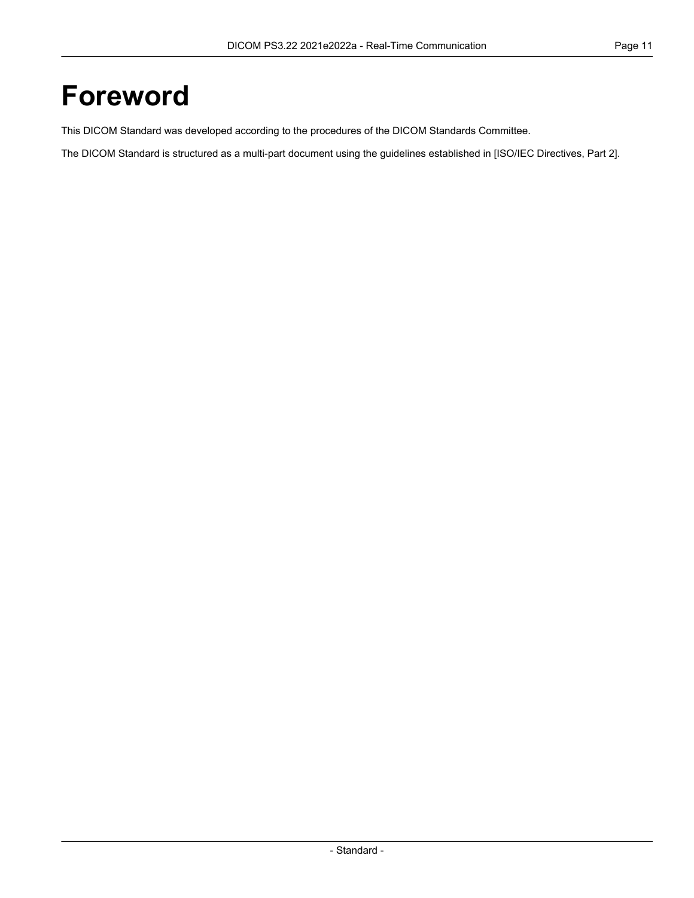# Foreword

This DICOM Standard was developed according to the procedures of the DICOM Standards Committee.

The DICOM Standard is structured as a multi-part document using the guidelines established in [ISO/IEC Directives, Part 2].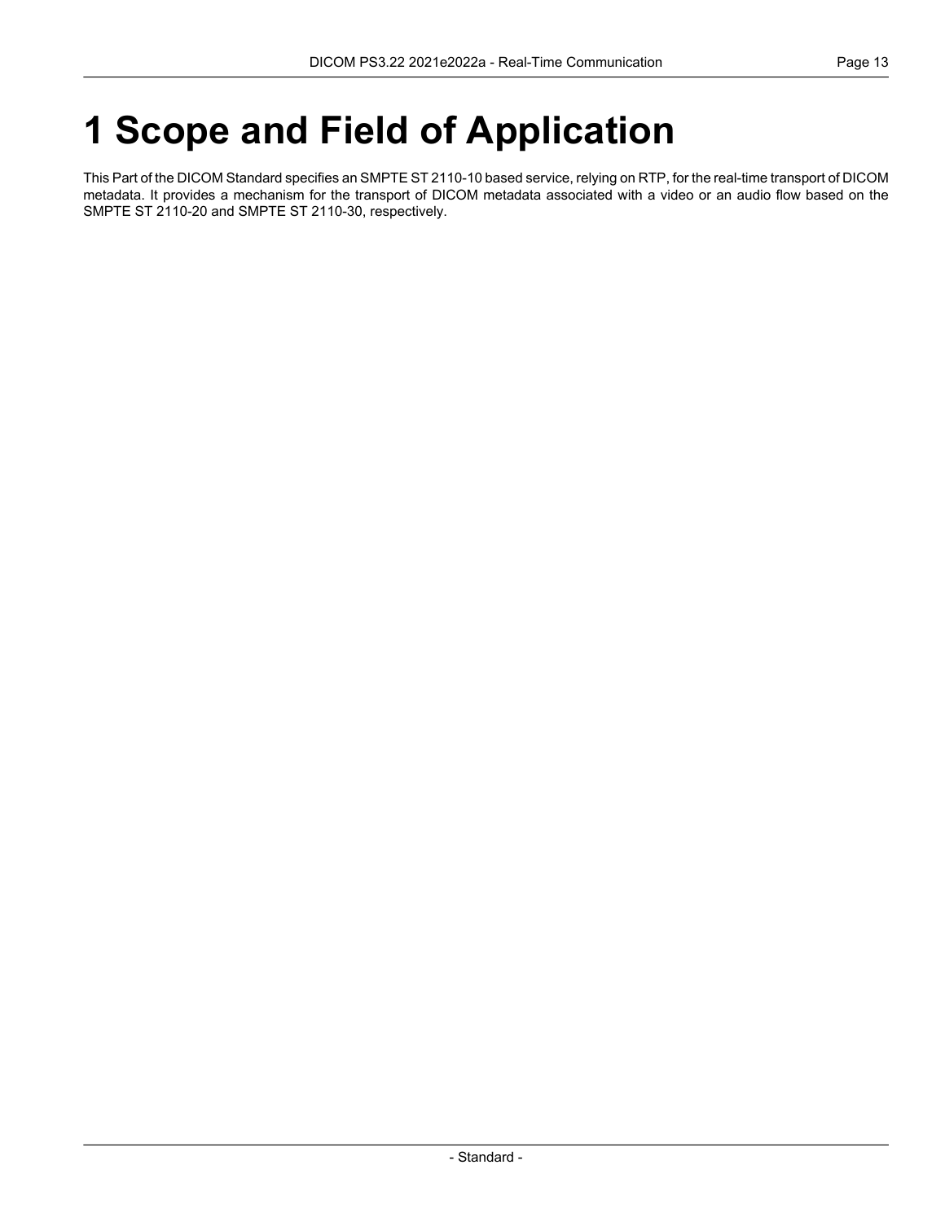# 1 Scope and Field of Application

This Part of the DICOM Standard specifies an SMPTE ST 2110-10 based service, relying on RTP, for the real-time transport of DICOM metadata. It provides a mechanism for the transport of DICOM metadata associated with a video or an audio flow based on the SMPTE ST 2110-20 and SMPTE ST 2110-30, respectively.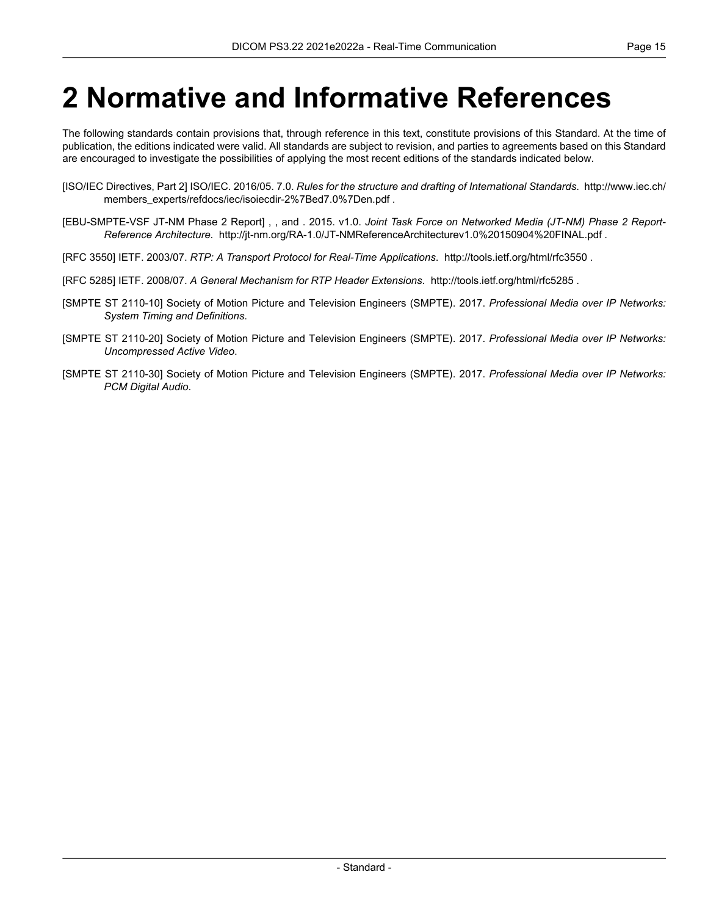# 2 Normative and Informative References

The following standards contain provisions that, through reference in this text, constitute provisions of this Standard. At the time of publication, the editions indicated were valid. All standards are subject to revision, and parties to agreements based on this Standard are encouraged to investigate the possibilities of applying the most recent editions of the standards indicated below.

[ISO/IEC Directives, Part 2] ISO/IEC. 2016/05. 7.0. *Rules for the structure and drafting of International Standards*. http://www.iec.ch/members_experts/refdocs/iec/isoiecdir-2%7Bed7.0%7Den.pdf .

[EBU-SMPTE-VSF JT-NM Phase 2 Report] , , and . 2015. v1.0. *Joint Task Force on Networked Media (JT-NM) Phase 2 Report-Reference Architecture*. http://jt-nm.org/RA-1.0/JT-NMReferenceArchitecturev1.0%20150904%20FINAL.pdf .

[RFC 3550] IETF. 2003/07. *RTP: A Transport Protocol for Real-Time Applications*. http://tools.ietf.org/html/rfc3550 .

[RFC 5285] IETF. 2008/07. *A General Mechanism for RTP Header Extensions*. http://tools.ietf.org/html/rfc5285 .

[SMPTE ST 2110-10] Society of Motion Picture and Television Engineers (SMPTE). 2017. *Professional Media over IP Networks: System Timing and Definitions*.

[SMPTE ST 2110-20] Society of Motion Picture and Television Engineers (SMPTE). 2017. *Professional Media over IP Networks: Uncompressed Active Video*.

[SMPTE ST 2110-30] Society of Motion Picture and Television Engineers (SMPTE). 2017. *Professional Media over IP Networks: PCM Digital Audio*.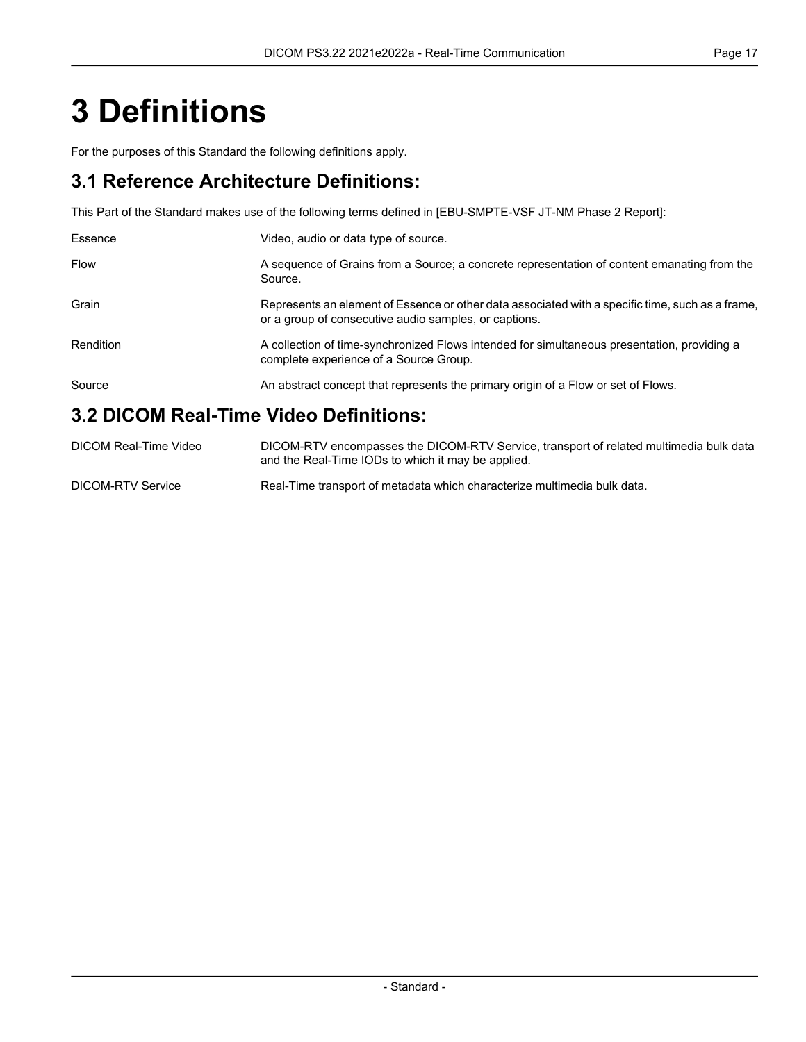# 3 Definitions

For the purposes of this Standard the following definitions apply.

## 3.1 Reference Architecture Definitions:

This Part of the Standard makes use of the following terms defined in [EBU-SMPTE-VSF JT-NM Phase 2 Report]:

| | |
|---|---|
| Essence | Video, audio or data type of source. |
| Flow | A sequence of Grains from a Source; a concrete representation of content emanating from the Source. |
| Grain | Represents an element of Essence or other data associated with a specific time, such as a frame, or a group of consecutive audio samples, or captions. |
| Rendition | A collection of time-synchronized Flows intended for simultaneous presentation, providing a complete experience of a Source Group. |
| Source | An abstract concept that represents the primary origin of a Flow or set of Flows. |

## 3.2 DICOM Real-Time Video Definitions:

| | |
|---|---|
| DICOM Real-Time Video | DICOM-RTV encompasses the DICOM-RTV Service, transport of related multimedia bulk data and the Real-Time IODs to which it may be applied. |
| DICOM-RTV Service | Real-Time transport of metadata which characterize multimedia bulk data. |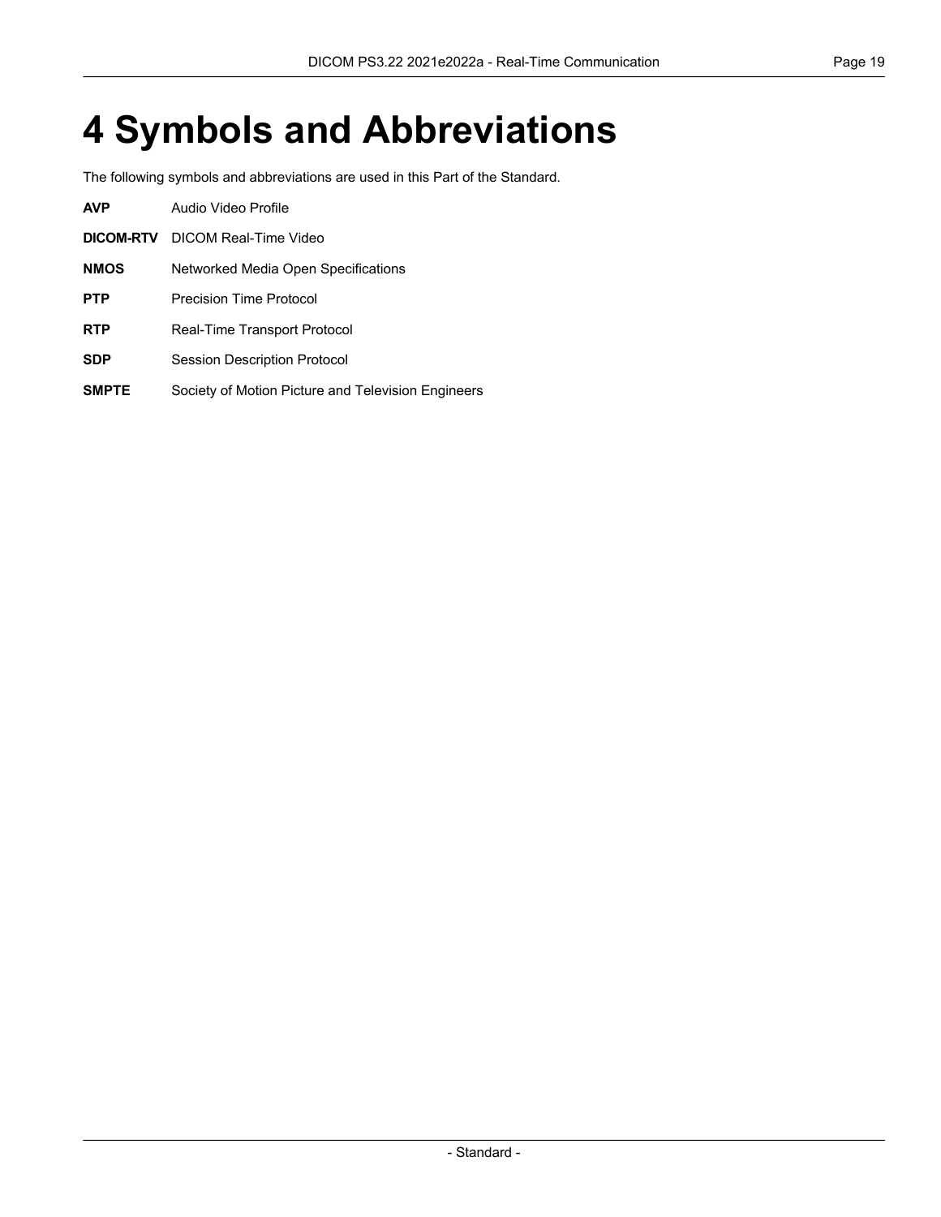# 4 Symbols and Abbreviations

The following symbols and abbreviations are used in this Part of the Standard.

**AVP** Audio Video Profile

**DICOM-RTV** DICOM Real-Time Video

**NMOS** Networked Media Open Specifications

**PTP** Precision Time Protocol

**RTP** Real-Time Transport Protocol

**SDP** Session Description Protocol

**SMPTE** Society of Motion Picture and Television Engineers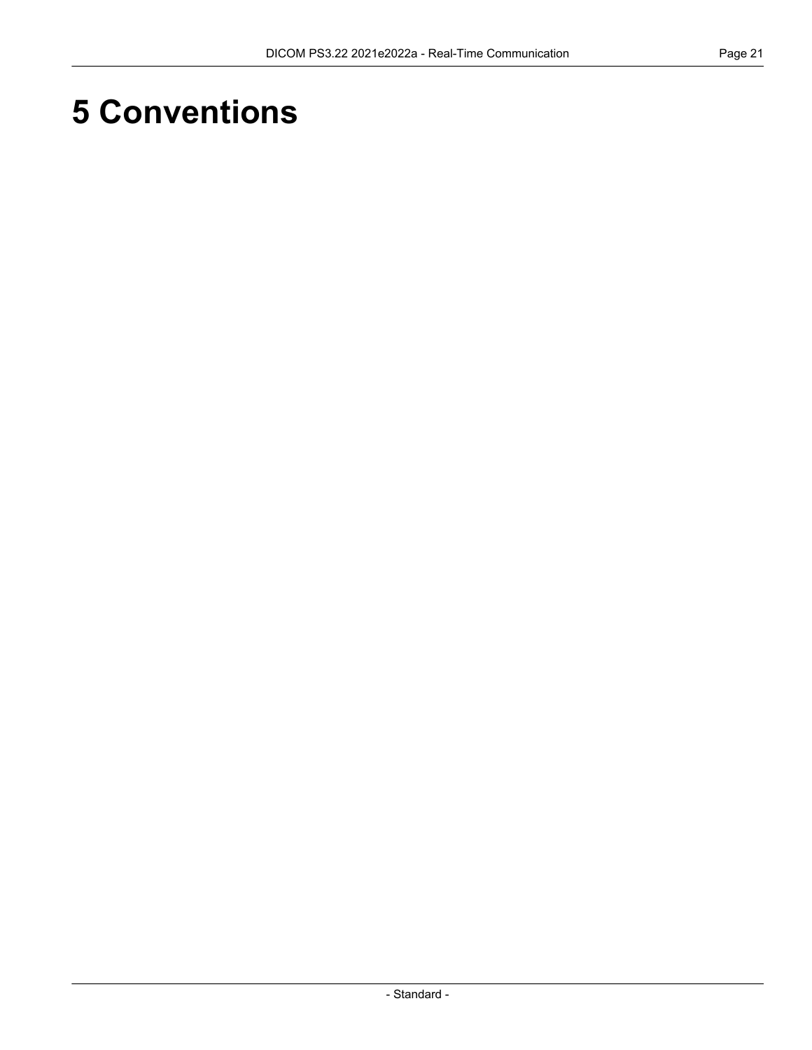# 5 Conventions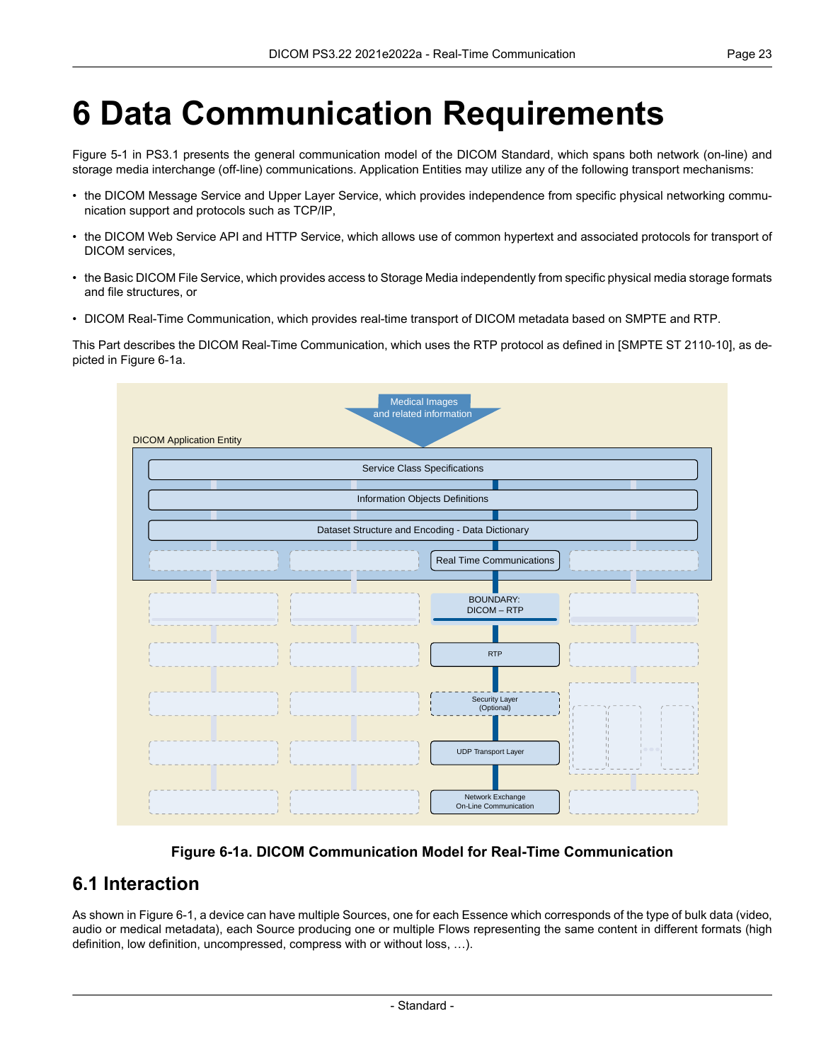# 6 Data Communication Requirements

Figure 5-1 in PS3.1 presents the general communication model of the DICOM Standard, which spans both network (on-line) and storage media interchange (off-line) communications. Application Entities may utilize any of the following transport mechanisms:

- the DICOM Message Service and Upper Layer Service, which provides independence from specific physical networking communication support and protocols such as TCP/IP,
- the DICOM Web Service API and HTTP Service, which allows use of common hypertext and associated protocols for transport of DICOM services,
- the Basic DICOM File Service, which provides access to Storage Media independently from specific physical media storage formats and file structures, or
- DICOM Real-Time Communication, which provides real-time transport of DICOM metadata based on SMPTE and RTP.

This Part describes the DICOM Real-Time Communication, which uses the RTP protocol as defined in [SMPTE ST 2110-10], as depicted in Figure 6-1a.

Medical Images and related information

DICOM Application Entity

Service Class Specifications

Information Objects Definitions

Dataset Structure and Encoding - Data Dictionary

Real Time Communications

BOUNDARY: DICOM – RTP

RTP

Security Layer (Optional)

UDP Transport Layer

Network Exchange On-Line Communication

**Figure 6-1a. DICOM Communication Model for Real-Time Communication**

## 6.1 Interaction

As shown in Figure 6-1, a device can have multiple Sources, one for each Essence which corresponds of the type of bulk data (video, audio or medical metadata), each Source producing one or multiple Flows representing the same content in different formats (high definition, low definition, uncompressed, compress with or without loss, …).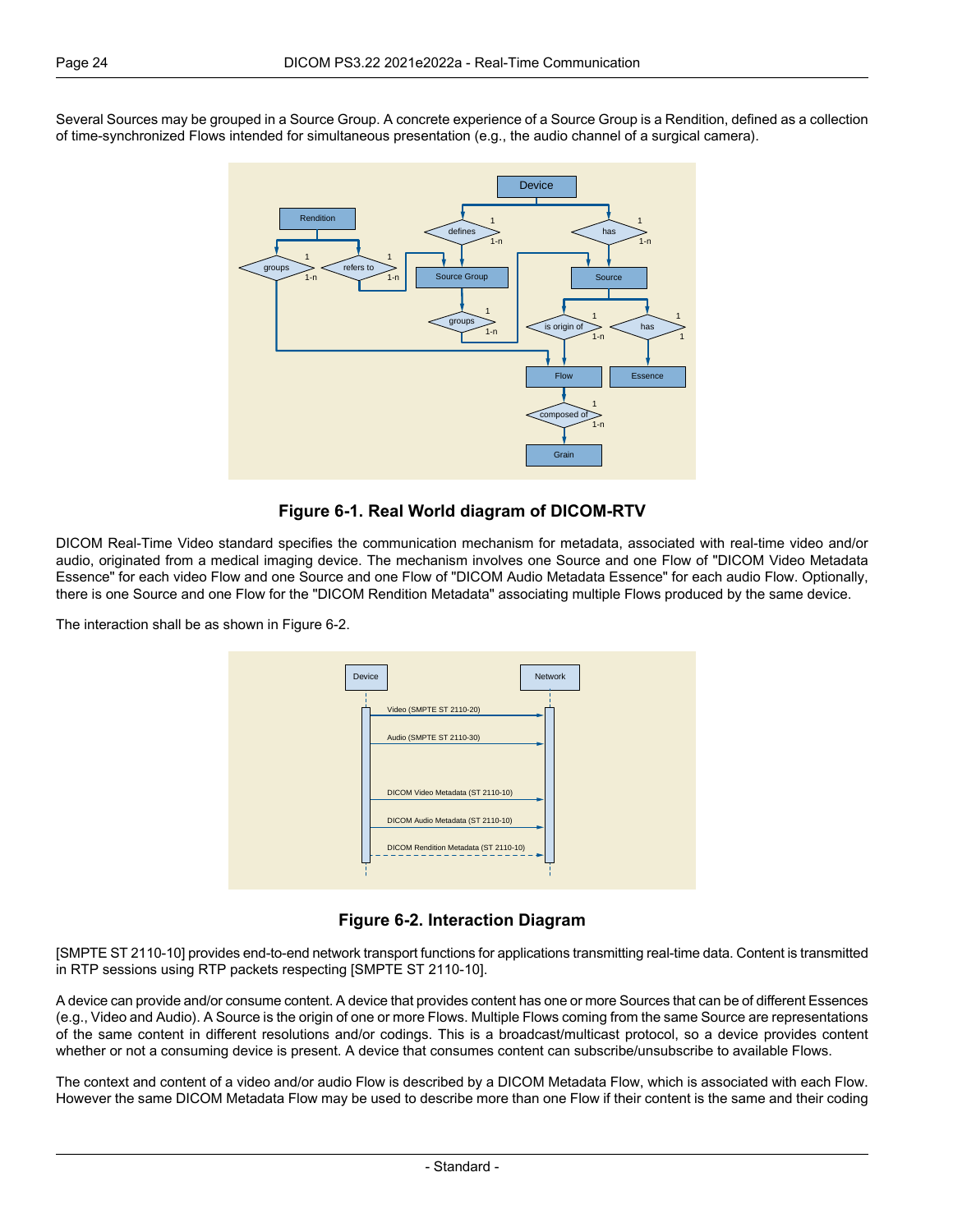Several Sources may be grouped in a Source Group. A concrete experience of a Source Group is a Rendition, defined as a collection of time-synchronized Flows intended for simultaneous presentation (e.g., the audio channel of a surgical camera).

Device
Rendition
defines
has
groups
refers to
Source Group
Source
groups
is origin of
has
Flow
Essence
composed of
Grain
1
1-n

**Figure 6-1. Real World diagram of DICOM-RTV**

DICOM Real-Time Video standard specifies the communication mechanism for metadata, associated with real-time video and/or audio, originated from a medical imaging device. The mechanism involves one Source and one Flow of "DICOM Video Metadata Essence" for each video Flow and one Source and one Flow of "DICOM Audio Metadata Essence" for each audio Flow. Optionally, there is one Source and one Flow for the "DICOM Rendition Metadata" associating multiple Flows produced by the same device.

The interaction shall be as shown in Figure 6-2.

Device
Network
Video (SMPTE ST 2110-20)
Audio (SMPTE ST 2110-30)
DICOM Video Metadata (ST 2110-10)
DICOM Audio Metadata (ST 2110-10)
DICOM Rendition Metadata (ST 2110-10)

**Figure 6-2. Interaction Diagram**

[SMPTE ST 2110-10] provides end-to-end network transport functions for applications transmitting real-time data. Content is transmitted in RTP sessions using RTP packets respecting [SMPTE ST 2110-10].

A device can provide and/or consume content. A device that provides content has one or more Sources that can be of different Essences (e.g., Video and Audio). A Source is the origin of one or more Flows. Multiple Flows coming from the same Source are representations of the same content in different resolutions and/or codings. This is a broadcast/multicast protocol, so a device provides content whether or not a consuming device is present. A device that consumes content can subscribe/unsubscribe to available Flows.

The context and content of a video and/or audio Flow is described by a DICOM Metadata Flow, which is associated with each Flow. However the same DICOM Metadata Flow may be used to describe more than one Flow if their content is the same and their coding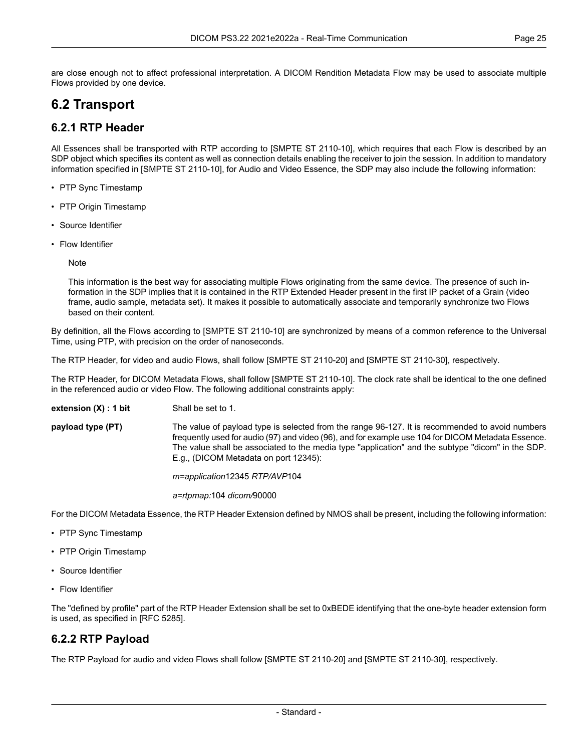are close enough not to affect professional interpretation. A DICOM Rendition Metadata Flow may be used to associate multiple Flows provided by one device.

## 6.2 Transport

### 6.2.1 RTP Header

All Essences shall be transported with RTP according to [SMPTE ST 2110-10], which requires that each Flow is described by an SDP object which specifies its content as well as connection details enabling the receiver to join the session. In addition to mandatory information specified in [SMPTE ST 2110-10], for Audio and Video Essence, the SDP may also include the following information:

- PTP Sync Timestamp
- PTP Origin Timestamp
- Source Identifier
- Flow Identifier

Note

This information is the best way for associating multiple Flows originating from the same device. The presence of such information in the SDP implies that it is contained in the RTP Extended Header present in the first IP packet of a Grain (video frame, audio sample, metadata set). It makes it possible to automatically associate and temporarily synchronize two Flows based on their content.

By definition, all the Flows according to [SMPTE ST 2110-10] are synchronized by means of a common reference to the Universal Time, using PTP, with precision on the order of nanoseconds.

The RTP Header, for video and audio Flows, shall follow [SMPTE ST 2110-20] and [SMPTE ST 2110-30], respectively.

The RTP Header, for DICOM Metadata Flows, shall follow [SMPTE ST 2110-10]. The clock rate shall be identical to the one defined in the referenced audio or video Flow. The following additional constraints apply:

**extension (X) : 1 bit** Shall be set to 1.

**payload type (PT)** The value of payload type is selected from the range 96-127. It is recommended to avoid numbers frequently used for audio (97) and video (96), and for example use 104 for DICOM Metadata Essence. The value shall be associated to the media type "application" and the subtype "dicom" in the SDP. E.g., (DICOM Metadata on port 12345):

*m=application*12345 *RTP/AVP*104

*a=rtpmap:*104 *dicom/*90000

For the DICOM Metadata Essence, the RTP Header Extension defined by NMOS shall be present, including the following information:

- PTP Sync Timestamp
- PTP Origin Timestamp
- Source Identifier
- Flow Identifier

The "defined by profile" part of the RTP Header Extension shall be set to 0xBEDE identifying that the one-byte header extension form is used, as specified in [RFC 5285].

### 6.2.2 RTP Payload

The RTP Payload for audio and video Flows shall follow [SMPTE ST 2110-20] and [SMPTE ST 2110-30], respectively.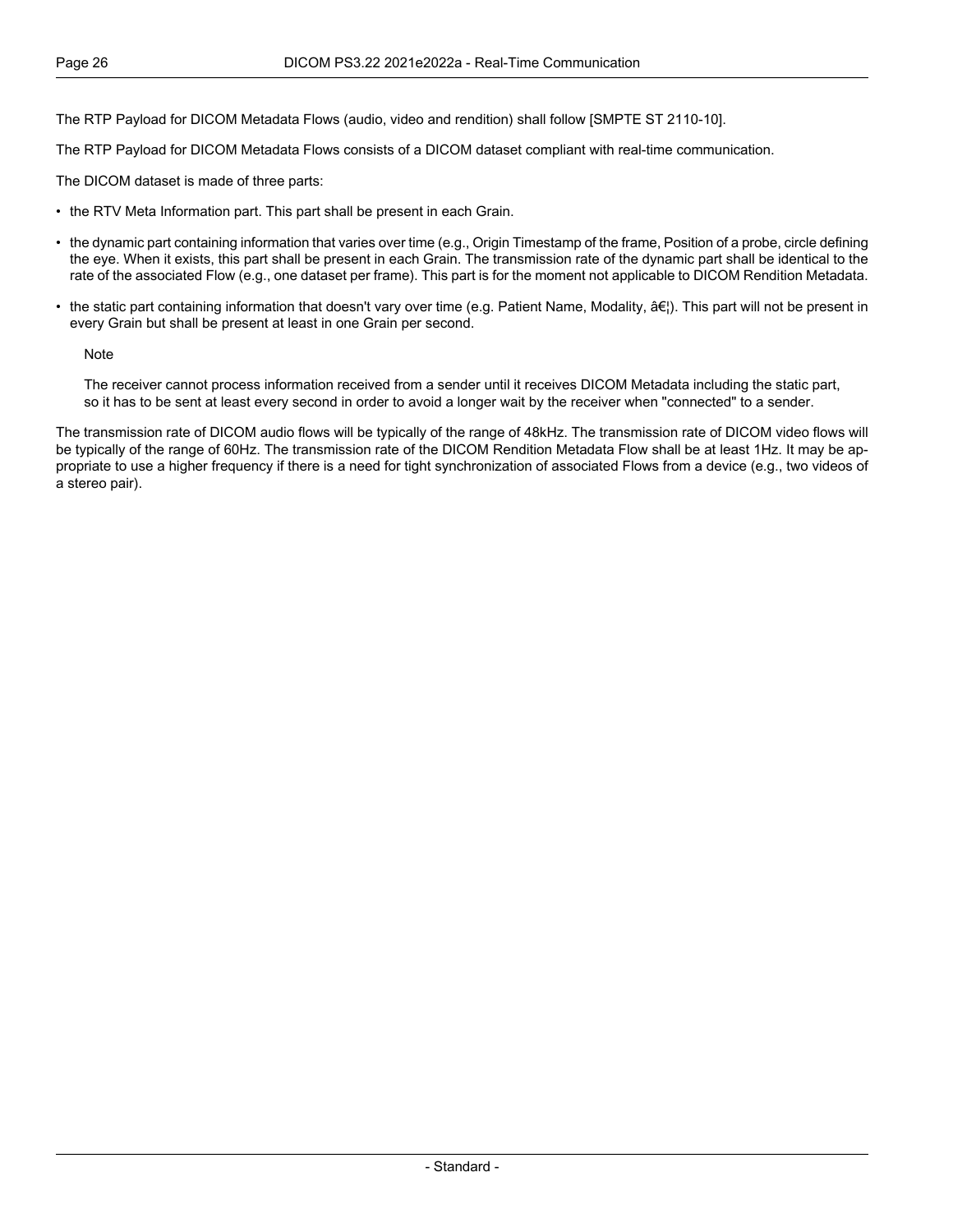The RTP Payload for DICOM Metadata Flows (audio, video and rendition) shall follow [SMPTE ST 2110-10].

The RTP Payload for DICOM Metadata Flows consists of a DICOM dataset compliant with real-time communication.

The DICOM dataset is made of three parts:

- the RTV Meta Information part. This part shall be present in each Grain.
- the dynamic part containing information that varies over time (e.g., Origin Timestamp of the frame, Position of a probe, circle defining the eye. When it exists, this part shall be present in each Grain. The transmission rate of the dynamic part shall be identical to the rate of the associated Flow (e.g., one dataset per frame). This part is for the moment not applicable to DICOM Rendition Metadata.
- the static part containing information that doesn't vary over time (e.g. Patient Name, Modality, â€¦). This part will not be present in every Grain but shall be present at least in one Grain per second.

  Note

  The receiver cannot process information received from a sender until it receives DICOM Metadata including the static part, so it has to be sent at least every second in order to avoid a longer wait by the receiver when "connected" to a sender.

The transmission rate of DICOM audio flows will be typically of the range of 48kHz. The transmission rate of DICOM video flows will be typically of the range of 60Hz. The transmission rate of the DICOM Rendition Metadata Flow shall be at least 1Hz. It may be appropriate to use a higher frequency if there is a need for tight synchronization of associated Flows from a device (e.g., two videos of a stereo pair).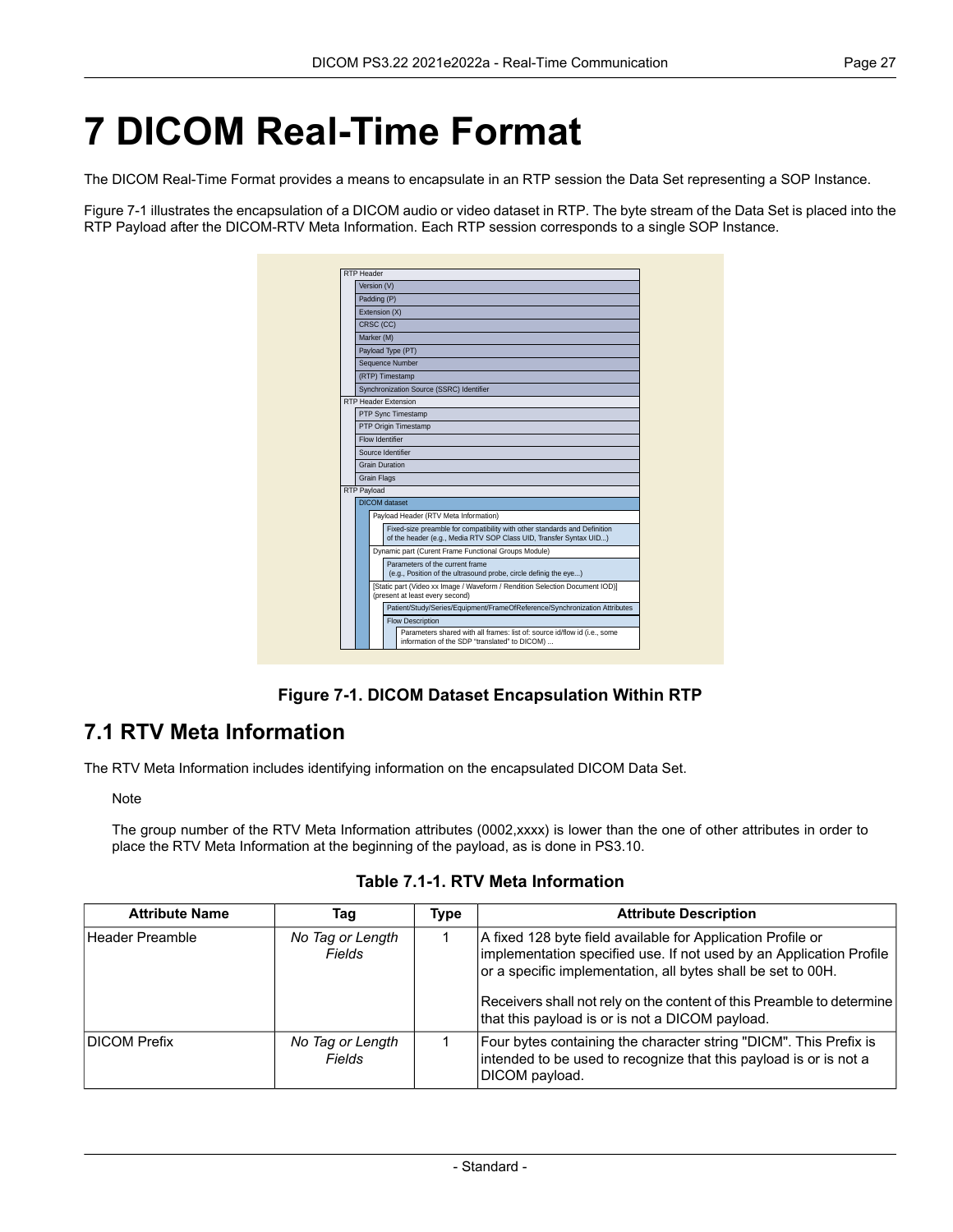# 7 DICOM Real-Time Format

The DICOM Real-Time Format provides a means to encapsulate in an RTP session the Data Set representing a SOP Instance.

Figure 7-1 illustrates the encapsulation of a DICOM audio or video dataset in RTP. The byte stream of the Data Set is placed into the RTP Payload after the DICOM-RTV Meta Information. Each RTP session corresponds to a single SOP Instance.

RTP Header
Version (V)
Padding (P)
Extension (X)
CRSC (CC)
Marker (M)
Payload Type (PT)
Sequence Number
(RTP) Timestamp
Synchronization Source (SSRC) Identifier
RTP Header Extension
PTP Sync Timestamp
PTP Origin Timestamp
Flow Identifier
Source Identifier
Grain Duration
Grain Flags
RTP Payload
DICOM dataset
Payload Header (RTV Meta Information)
Fixed-size preamble for compatibility with other standards and Definition of the header (e.g., Media RTV SOP Class UID, Transfer Syntax UID...)
Dynamic part (Curent Frame Functional Groups Module)
Parameters of the current frame (e.g., Position of the ultrasound probe, circle definig the eye...)
[Static part (Video xx Image / Waveform / Rendition Selection Document IOD)] (present at least every second)
Patient/Study/Series/Equipment/FrameOfReference/Synchronization Attributes
Flow Description
Parameters shared with all frames: list of: source id/flow id (i.e., some information of the SDP "translated" to DICOM) ...

**Figure 7-1. DICOM Dataset Encapsulation Within RTP**

## 7.1 RTV Meta Information

The RTV Meta Information includes identifying information on the encapsulated DICOM Data Set.

Note

The group number of the RTV Meta Information attributes (0002,xxxx) is lower than the one of other attributes in order to place the RTV Meta Information at the beginning of the payload, as is done in PS3.10.

**Table 7.1-1. RTV Meta Information**

| Attribute Name | Tag | Type | Attribute Description |
|---|---|---|---|
| Header Preamble | *No Tag or Length Fields* | 1 | A fixed 128 byte field available for Application Profile or implementation specified use. If not used by an Application Profile or a specific implementation, all bytes shall be set to 00H.<br><br>Receivers shall not rely on the content of this Preamble to determine that this payload is or is not a DICOM payload. |
| DICOM Prefix | *No Tag or Length Fields* | 1 | Four bytes containing the character string "DICM". This Prefix is intended to be used to recognize that this payload is or is not a DICOM payload. |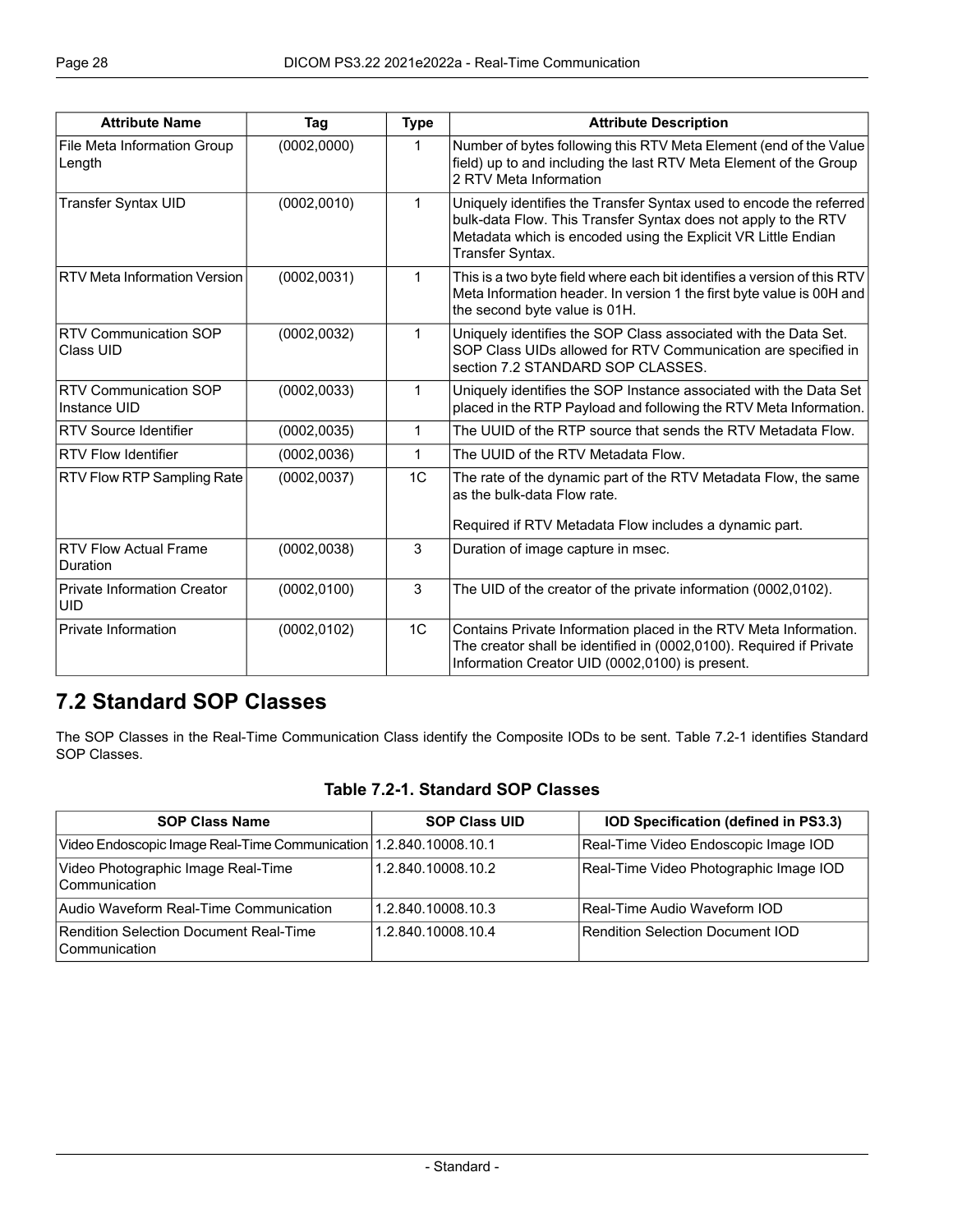| Attribute Name | Tag | Type | Attribute Description |
|---|---|---|---|
| File Meta Information Group Length | (0002,0000) | 1 | Number of bytes following this RTV Meta Element (end of the Value field) up to and including the last RTV Meta Element of the Group 2 RTV Meta Information |
| Transfer Syntax UID | (0002,0010) | 1 | Uniquely identifies the Transfer Syntax used to encode the referred bulk-data Flow. This Transfer Syntax does not apply to the RTV Metadata which is encoded using the Explicit VR Little Endian Transfer Syntax. |
| RTV Meta Information Version | (0002,0031) | 1 | This is a two byte field where each bit identifies a version of this RTV Meta Information header. In version 1 the first byte value is 00H and the second byte value is 01H. |
| RTV Communication SOP Class UID | (0002,0032) | 1 | Uniquely identifies the SOP Class associated with the Data Set. SOP Class UIDs allowed for RTV Communication are specified in section 7.2 STANDARD SOP CLASSES. |
| RTV Communication SOP Instance UID | (0002,0033) | 1 | Uniquely identifies the SOP Instance associated with the Data Set placed in the RTP Payload and following the RTV Meta Information. |
| RTV Source Identifier | (0002,0035) | 1 | The UUID of the RTP source that sends the RTV Metadata Flow. |
| RTV Flow Identifier | (0002,0036) | 1 | The UUID of the RTV Metadata Flow. |
| RTV Flow RTP Sampling Rate | (0002,0037) | 1C | The rate of the dynamic part of the RTV Metadata Flow, the same as the bulk-data Flow rate.<br><br>Required if RTV Metadata Flow includes a dynamic part. |
| RTV Flow Actual Frame Duration | (0002,0038) | 3 | Duration of image capture in msec. |
| Private Information Creator UID | (0002,0100) | 3 | The UID of the creator of the private information (0002,0102). |
| Private Information | (0002,0102) | 1C | Contains Private Information placed in the RTV Meta Information. The creator shall be identified in (0002,0100). Required if Private Information Creator UID (0002,0100) is present. |

## 7.2 Standard SOP Classes

The SOP Classes in the Real-Time Communication Class identify the Composite IODs to be sent. Table 7.2-1 identifies Standard SOP Classes.

**Table 7.2-1. Standard SOP Classes**

| SOP Class Name | SOP Class UID | IOD Specification (defined in PS3.3) |
|---|---|---|
| Video Endoscopic Image Real-Time Communication | 1.2.840.10008.10.1 | Real-Time Video Endoscopic Image IOD |
| Video Photographic Image Real-Time Communication | 1.2.840.10008.10.2 | Real-Time Video Photographic Image IOD |
| Audio Waveform Real-Time Communication | 1.2.840.10008.10.3 | Real-Time Audio Waveform IOD |
| Rendition Selection Document Real-Time Communication | 1.2.840.10008.10.4 | Rendition Selection Document IOD |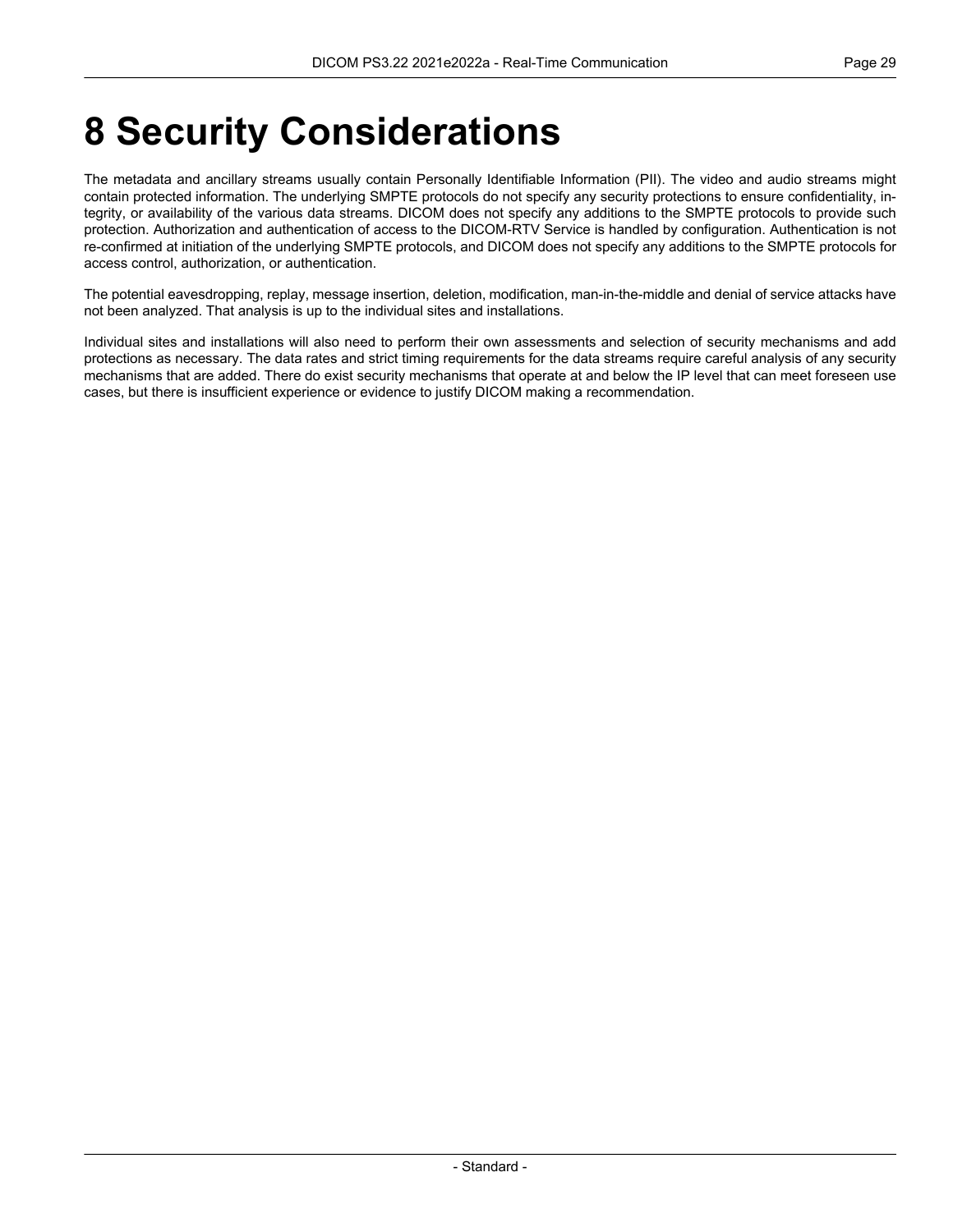# 8 Security Considerations

The metadata and ancillary streams usually contain Personally Identifiable Information (PII). The video and audio streams might contain protected information. The underlying SMPTE protocols do not specify any security protections to ensure confidentiality, integrity, or availability of the various data streams. DICOM does not specify any additions to the SMPTE protocols to provide such protection. Authorization and authentication of access to the DICOM-RTV Service is handled by configuration. Authentication is not re-confirmed at initiation of the underlying SMPTE protocols, and DICOM does not specify any additions to the SMPTE protocols for access control, authorization, or authentication.

The potential eavesdropping, replay, message insertion, deletion, modification, man-in-the-middle and denial of service attacks have not been analyzed. That analysis is up to the individual sites and installations.

Individual sites and installations will also need to perform their own assessments and selection of security mechanisms and add protections as necessary. The data rates and strict timing requirements for the data streams require careful analysis of any security mechanisms that are added. There do exist security mechanisms that operate at and below the IP level that can meet foreseen use cases, but there is insufficient experience or evidence to justify DICOM making a recommendation.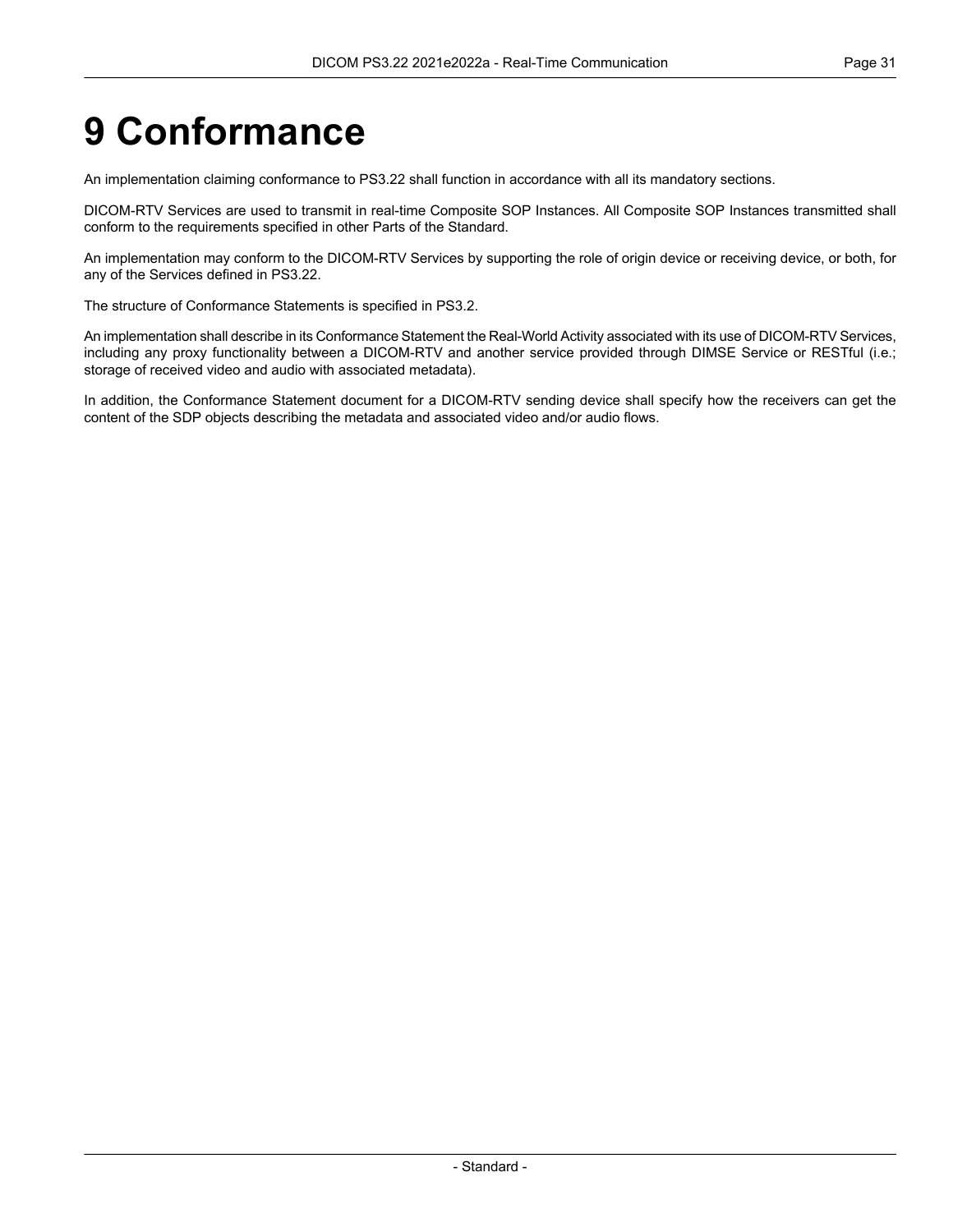# 9 Conformance

An implementation claiming conformance to PS3.22 shall function in accordance with all its mandatory sections.

DICOM-RTV Services are used to transmit in real-time Composite SOP Instances. All Composite SOP Instances transmitted shall conform to the requirements specified in other Parts of the Standard.

An implementation may conform to the DICOM-RTV Services by supporting the role of origin device or receiving device, or both, for any of the Services defined in PS3.22.

The structure of Conformance Statements is specified in PS3.2.

An implementation shall describe in its Conformance Statement the Real-World Activity associated with its use of DICOM-RTV Services, including any proxy functionality between a DICOM-RTV and another service provided through DIMSE Service or RESTful (i.e.; storage of received video and audio with associated metadata).

In addition, the Conformance Statement document for a DICOM-RTV sending device shall specify how the receivers can get the content of the SDP objects describing the metadata and associated video and/or audio flows.